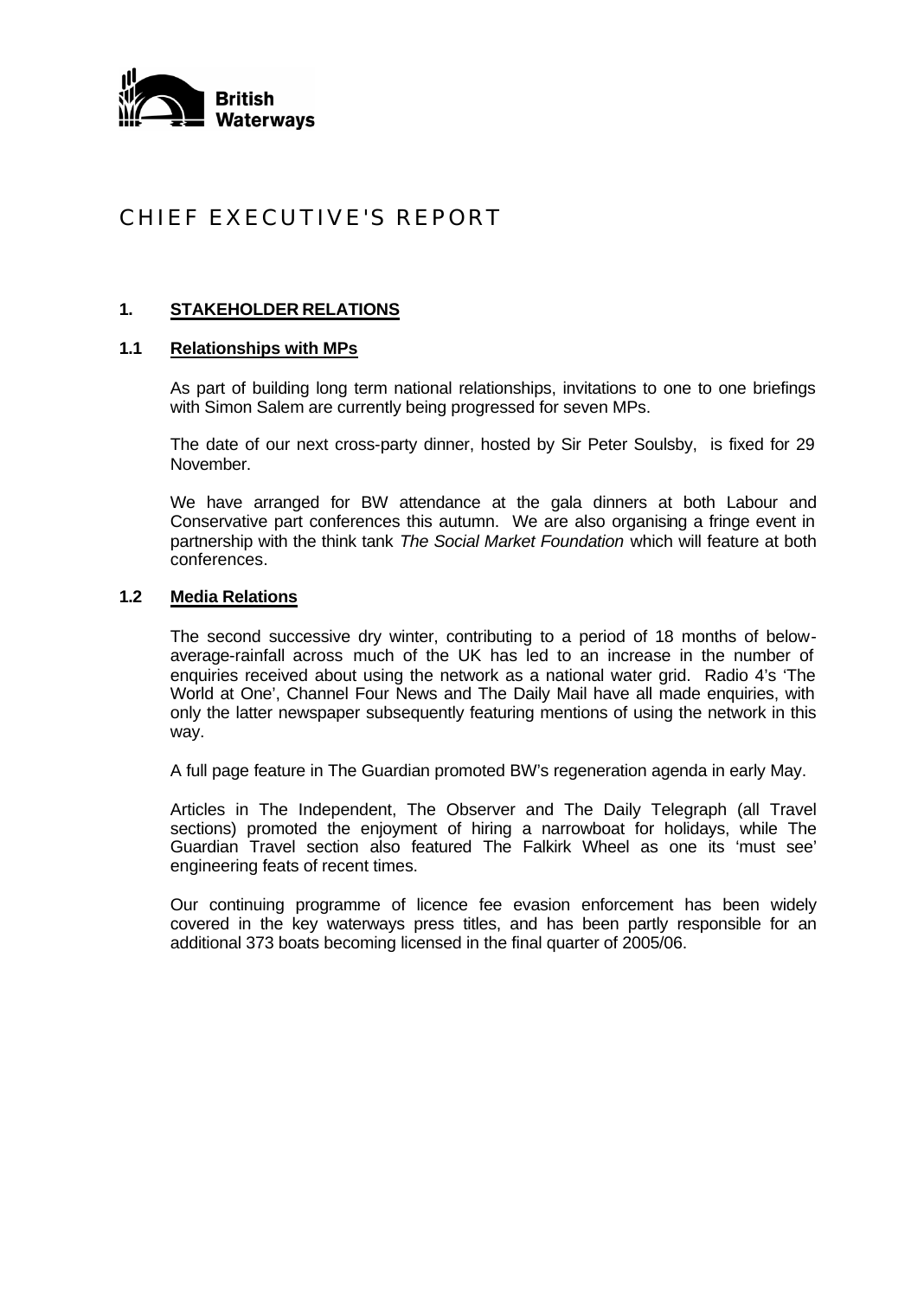British Waterways

# CHIEF EXECUTIVE'S REPORT

## 1. STAKEHOLDER RELATIONS

### 1.1 Relationships with MPs

As part of building long term national relationships, invitations to one to one briefings with Simon Salem are currently being progressed for seven MPs.

The date of our next cross-party dinner, hosted by Sir Peter Soulsby, is fixed for 29 November.

We have arranged for BW attendance at the gala dinners at both Labour and Conservative part conferences this autumn. We are also organising a fringe event in partnership with the think tank *The Social Market Foundation* which will feature at both conferences.

### 1.2 Media Relations

The second successive dry winter, contributing to a period of 18 months of below-average-rainfall across much of the UK has led to an increase in the number of enquiries received about using the network as a national water grid. Radio 4's 'The World at One', Channel Four News and The Daily Mail have all made enquiries, with only the latter newspaper subsequently featuring mentions of using the network in this way.

A full page feature in The Guardian promoted BW's regeneration agenda in early May.

Articles in The Independent, The Observer and The Daily Telegraph (all Travel sections) promoted the enjoyment of hiring a narrowboat for holidays, while The Guardian Travel section also featured The Falkirk Wheel as one its 'must see' engineering feats of recent times.

Our continuing programme of licence fee evasion enforcement has been widely covered in the key waterways press titles, and has been partly responsible for an additional 373 boats becoming licensed in the final quarter of 2005/06.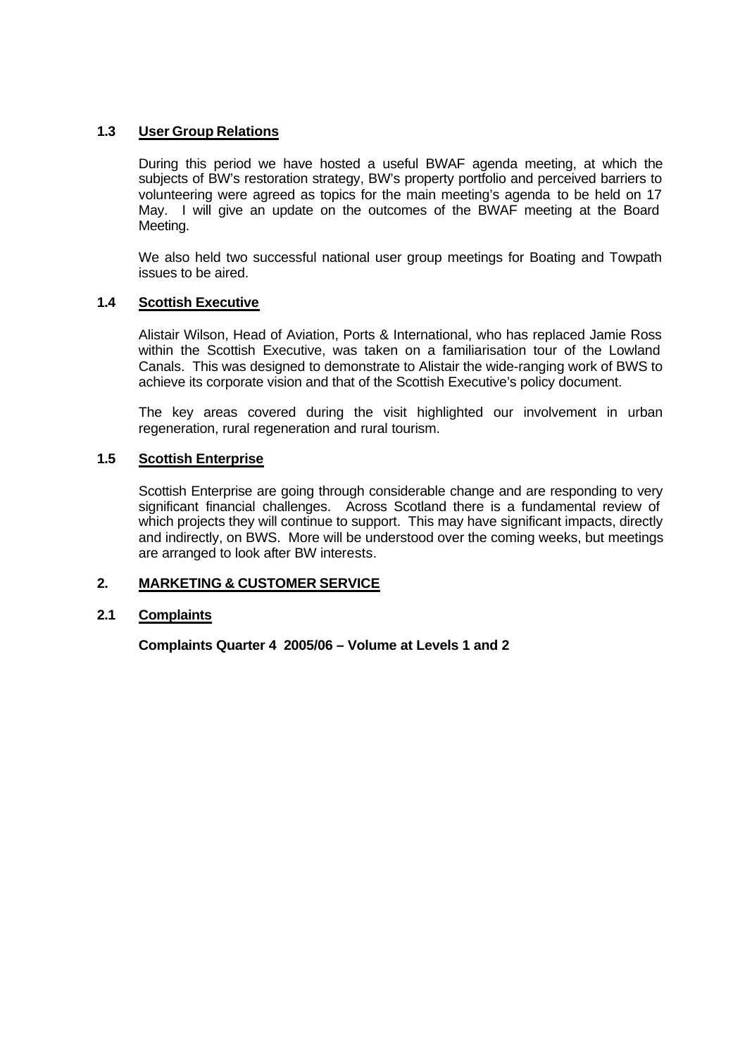### 1.3 User Group Relations

During this period we have hosted a useful BWAF agenda meeting, at which the subjects of BW's restoration strategy, BW's property portfolio and perceived barriers to volunteering were agreed as topics for the main meeting's agenda to be held on 17 May. I will give an update on the outcomes of the BWAF meeting at the Board Meeting.

We also held two successful national user group meetings for Boating and Towpath issues to be aired.

### 1.4 Scottish Executive

Alistair Wilson, Head of Aviation, Ports & International, who has replaced Jamie Ross within the Scottish Executive, was taken on a familiarisation tour of the Lowland Canals. This was designed to demonstrate to Alistair the wide-ranging work of BWS to achieve its corporate vision and that of the Scottish Executive's policy document.

The key areas covered during the visit highlighted our involvement in urban regeneration, rural regeneration and rural tourism.

### 1.5 Scottish Enterprise

Scottish Enterprise are going through considerable change and are responding to very significant financial challenges. Across Scotland there is a fundamental review of which projects they will continue to support. This may have significant impacts, directly and indirectly, on BWS. More will be understood over the coming weeks, but meetings are arranged to look after BW interests.

## 2. MARKETING & CUSTOMER SERVICE

### 2.1 Complaints

**Complaints Quarter 4 2005/06 – Volume at Levels 1 and 2**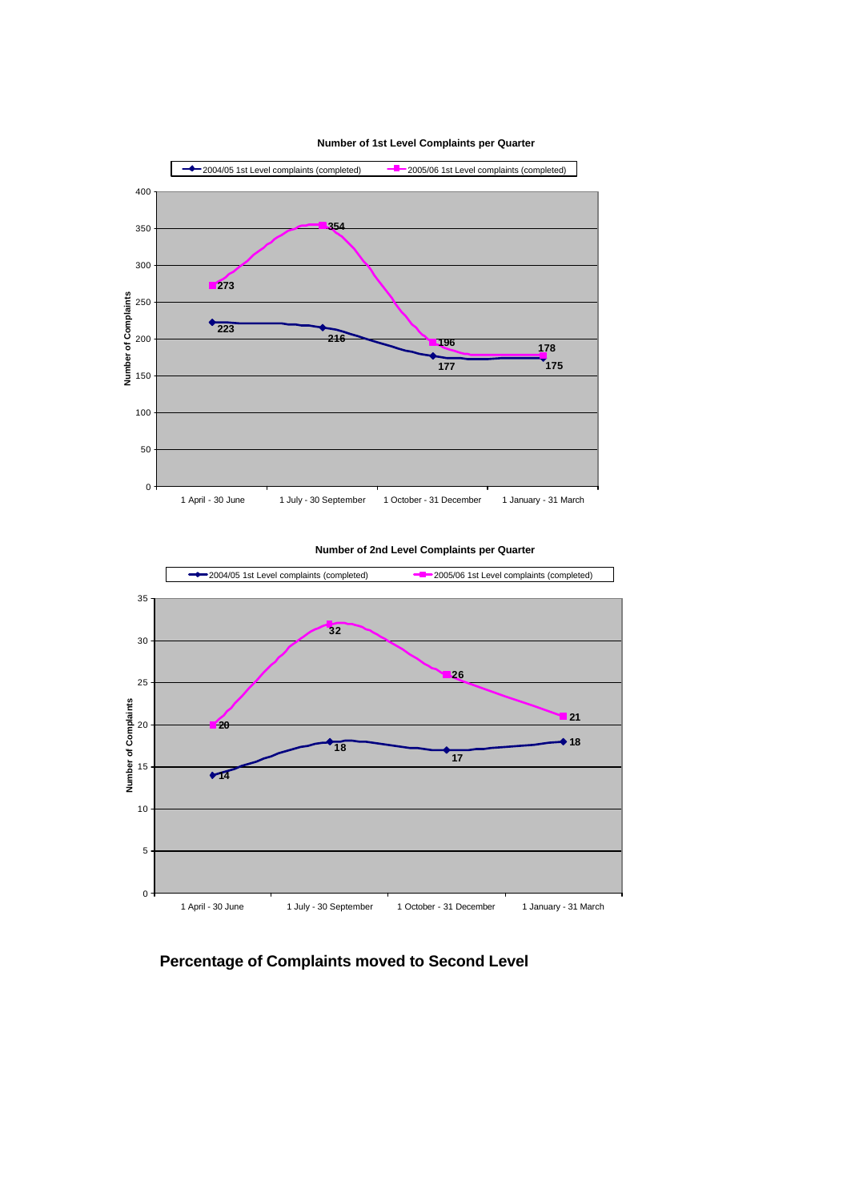**Number of 1st Level Complaints per Quarter**

2004/05 1st Level complaints (completed)
2005/06 1st Level complaints (completed)

Number of Complaints

400
350
300
250
200
150
100
50
0

273
354
196
178
223
216
177
175

1 April - 30 June
1 July - 30 September
1 October - 31 December
1 January - 31 March

**Number of 2nd Level Complaints per Quarter**

2004/05 1st Level complaints (completed)
2005/06 1st Level complaints (completed)

Number of Complaints

35
30
25
20
15
10
5
0

20
32
26
21
14
18
17
18

1 April - 30 June
1 July - 30 September
1 October - 31 December
1 January - 31 March

## Percentage of Complaints moved to Second Level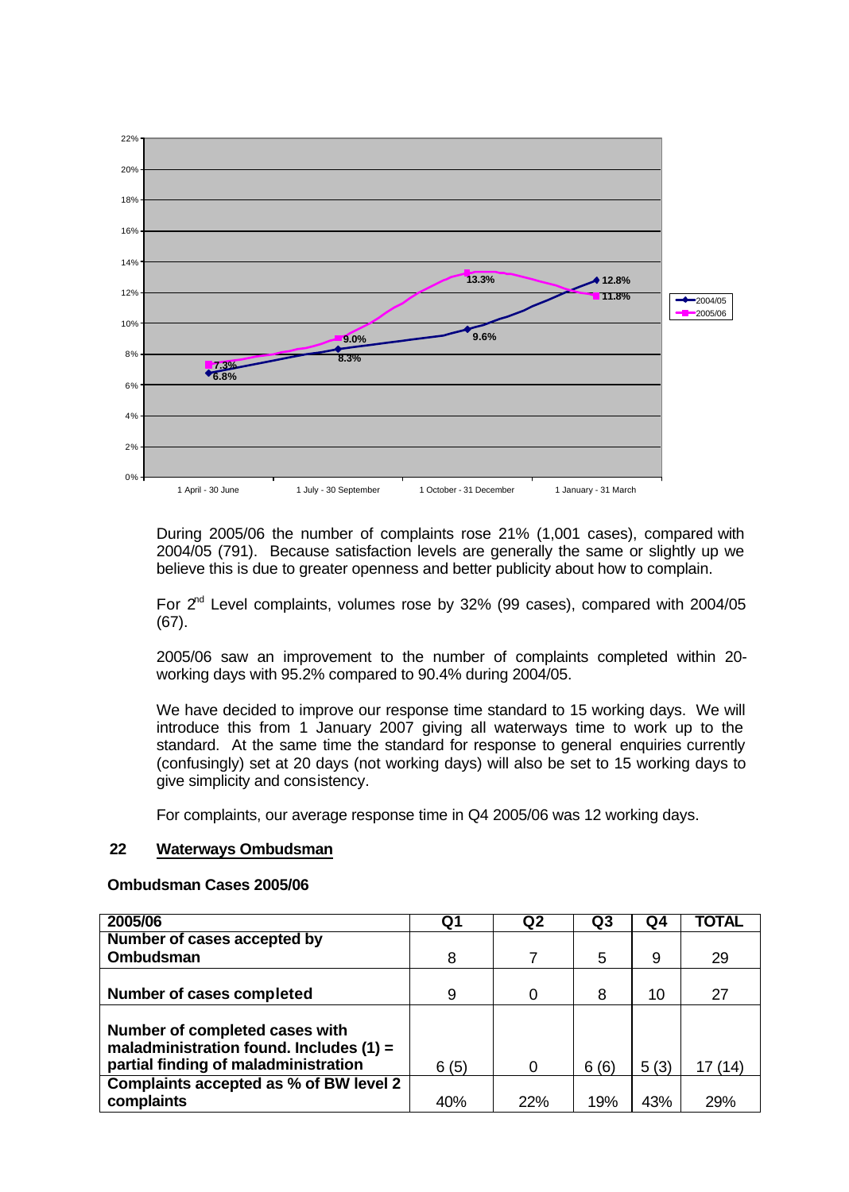22%
20%
18%
16%
14%
12%
10%
8%
6%
4%
2%
0%

1 April - 30 June
1 July - 30 September
1 October - 31 December
1 January - 31 March

7.3%
6.8%
9.0%
8.3%
13.3%
9.6%
12.8%
11.8%

2004/05
2005/06

During 2005/06 the number of complaints rose 21% (1,001 cases), compared with 2004/05 (791). Because satisfaction levels are generally the same or slightly up we believe this is due to greater openness and better publicity about how to complain.

For 2nd Level complaints, volumes rose by 32% (99 cases), compared with 2004/05 (67).

2005/06 saw an improvement to the number of complaints completed within 20-working days with 95.2% compared to 90.4% during 2004/05.

We have decided to improve our response time standard to 15 working days. We will introduce this from 1 January 2007 giving all waterways time to work up to the standard. At the same time the standard for response to general enquiries currently (confusingly) set at 20 days (not working days) will also be set to 15 working days to give simplicity and consistency.

For complaints, our average response time in Q4 2005/06 was 12 working days.

## 22 Waterways Ombudsman

**Ombudsman Cases 2005/06**

| 2005/06 | Q1 | Q2 | Q3 | Q4 | TOTAL |
|---|---|---|---|---|---|
| **Number of cases accepted by Ombudsman** | 8 | 7 | 5 | 9 | 29 |
| **Number of cases completed** | 9 | 0 | 8 | 10 | 27 |
| **Number of completed cases with maladministration found. Includes (1) = partial finding of maladministration** | 6 (5) | 0 | 6 (6) | 5 (3) | 17 (14) |
| **Complaints accepted as % of BW level 2 complaints** | 40% | 22% | 19% | 43% | 29% |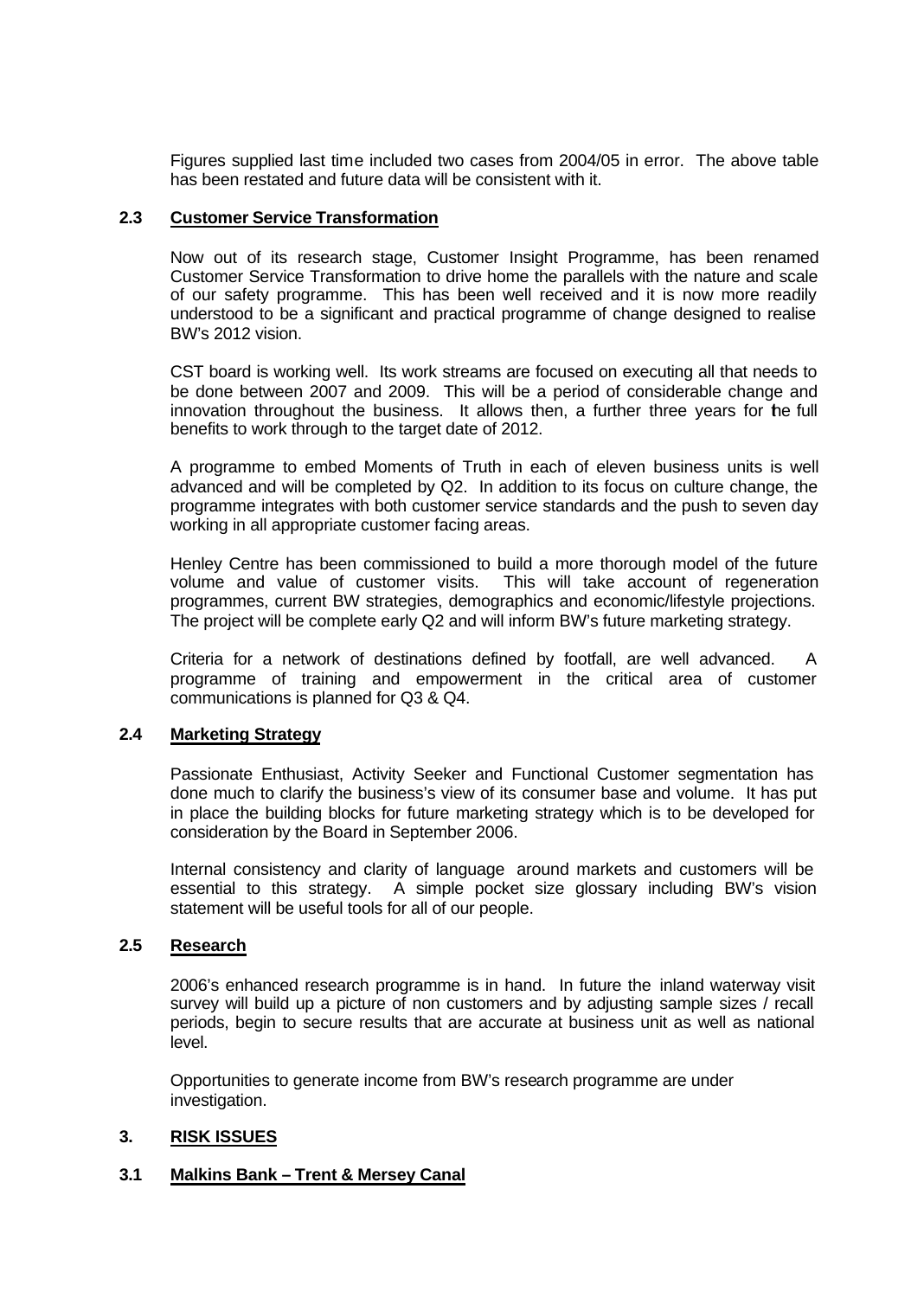Figures supplied last time included two cases from 2004/05 in error. The above table has been restated and future data will be consistent with it.

### 2.3 Customer Service Transformation

Now out of its research stage, Customer Insight Programme, has been renamed Customer Service Transformation to drive home the parallels with the nature and scale of our safety programme. This has been well received and it is now more readily understood to be a significant and practical programme of change designed to realise BW's 2012 vision.

CST board is working well. Its work streams are focused on executing all that needs to be done between 2007 and 2009. This will be a period of considerable change and innovation throughout the business. It allows then, a further three years for the full benefits to work through to the target date of 2012.

A programme to embed Moments of Truth in each of eleven business units is well advanced and will be completed by Q2. In addition to its focus on culture change, the programme integrates with both customer service standards and the push to seven day working in all appropriate customer facing areas.

Henley Centre has been commissioned to build a more thorough model of the future volume and value of customer visits. This will take account of regeneration programmes, current BW strategies, demographics and economic/lifestyle projections. The project will be complete early Q2 and will inform BW's future marketing strategy.

Criteria for a network of destinations defined by footfall, are well advanced. A programme of training and empowerment in the critical area of customer communications is planned for Q3 & Q4.

### 2.4 Marketing Strategy

Passionate Enthusiast, Activity Seeker and Functional Customer segmentation has done much to clarify the business's view of its consumer base and volume. It has put in place the building blocks for future marketing strategy which is to be developed for consideration by the Board in September 2006.

Internal consistency and clarity of language around markets and customers will be essential to this strategy. A simple pocket size glossary including BW's vision statement will be useful tools for all of our people.

### 2.5 Research

2006's enhanced research programme is in hand. In future the inland waterway visit survey will build up a picture of non customers and by adjusting sample sizes / recall periods, begin to secure results that are accurate at business unit as well as national level.

Opportunities to generate income from BW's research programme are under investigation.

## 3. RISK ISSUES

### 3.1 Malkins Bank – Trent & Mersey Canal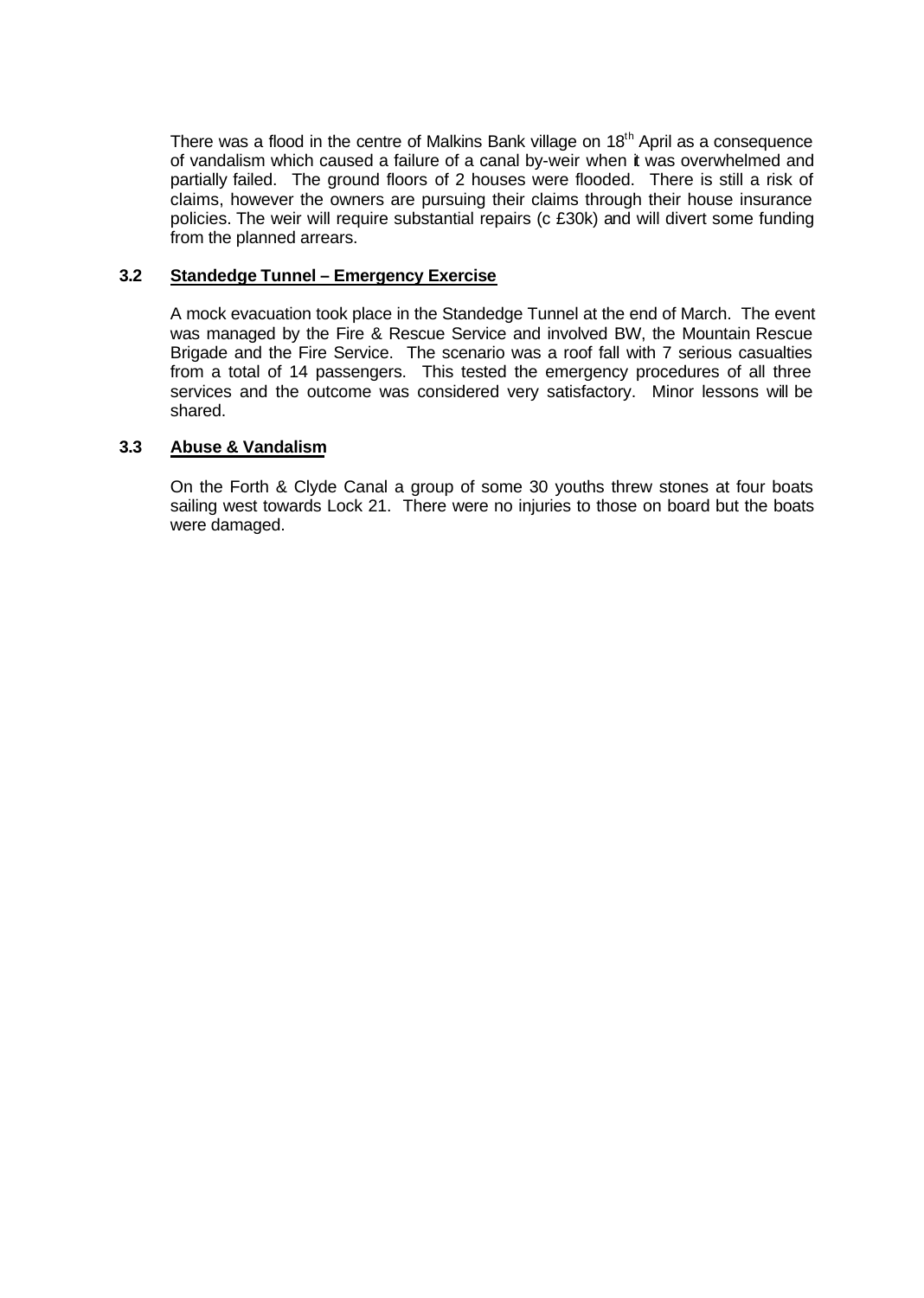There was a flood in the centre of Malkins Bank village on 18th April as a consequence of vandalism which caused a failure of a canal by-weir when it was overwhelmed and partially failed. The ground floors of 2 houses were flooded. There is still a risk of claims, however the owners are pursuing their claims through their house insurance policies. The weir will require substantial repairs (c £30k) and will divert some funding from the planned arrears.

### 3.2 Standedge Tunnel – Emergency Exercise

A mock evacuation took place in the Standedge Tunnel at the end of March. The event was managed by the Fire & Rescue Service and involved BW, the Mountain Rescue Brigade and the Fire Service. The scenario was a roof fall with 7 serious casualties from a total of 14 passengers. This tested the emergency procedures of all three services and the outcome was considered very satisfactory. Minor lessons will be shared.

### 3.3 Abuse & Vandalism

On the Forth & Clyde Canal a group of some 30 youths threw stones at four boats sailing west towards Lock 21. There were no injuries to those on board but the boats were damaged.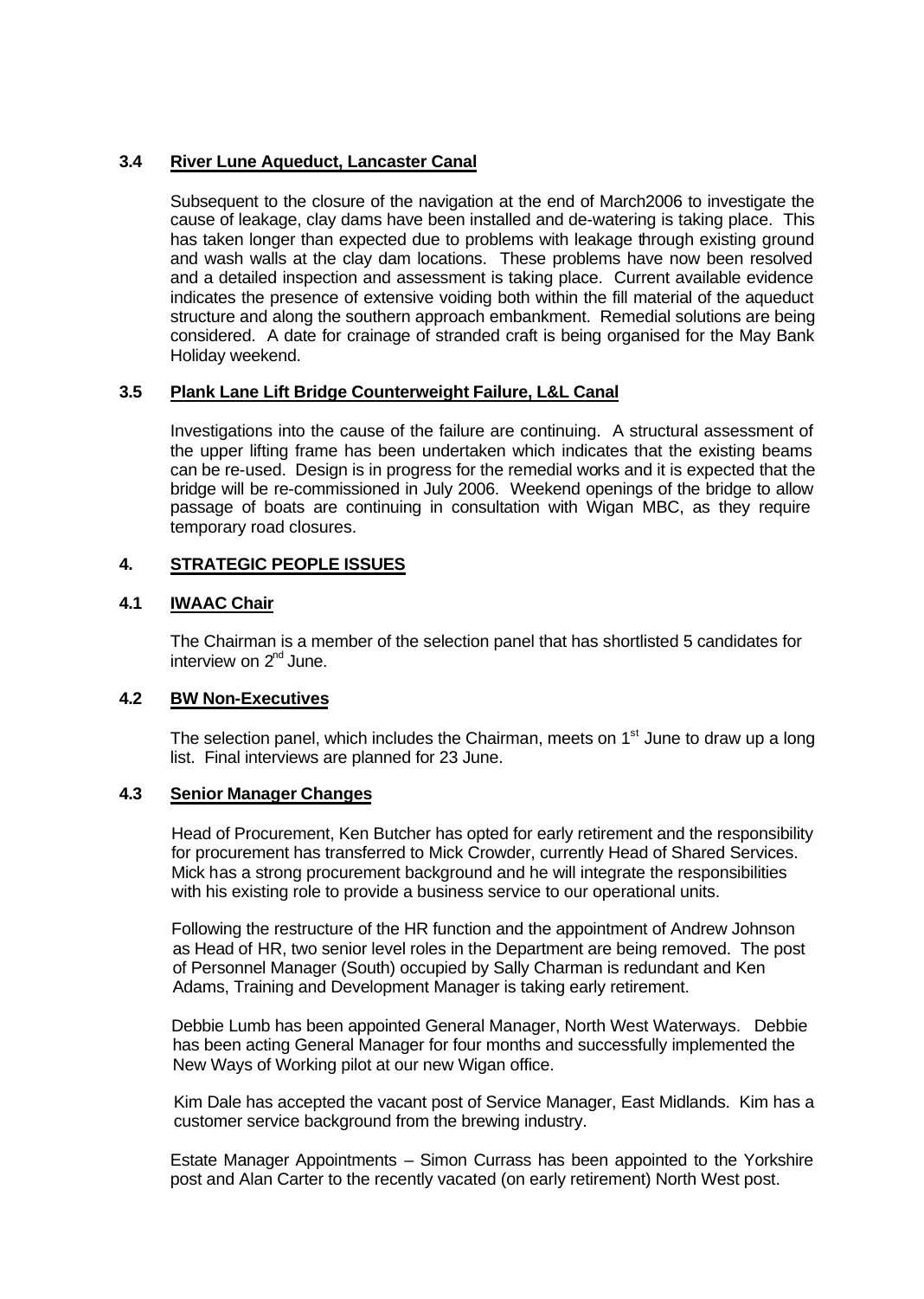### 3.4 River Lune Aqueduct, Lancaster Canal

Subsequent to the closure of the navigation at the end of March2006 to investigate the cause of leakage, clay dams have been installed and de-watering is taking place. This has taken longer than expected due to problems with leakage through existing ground and wash walls at the clay dam locations. These problems have now been resolved and a detailed inspection and assessment is taking place. Current available evidence indicates the presence of extensive voiding both within the fill material of the aqueduct structure and along the southern approach embankment. Remedial solutions are being considered. A date for crainage of stranded craft is being organised for the May Bank Holiday weekend.

### 3.5 Plank Lane Lift Bridge Counterweight Failure, L&L Canal

Investigations into the cause of the failure are continuing. A structural assessment of the upper lifting frame has been undertaken which indicates that the existing beams can be re-used. Design is in progress for the remedial works and it is expected that the bridge will be re-commissioned in July 2006. Weekend openings of the bridge to allow passage of boats are continuing in consultation with Wigan MBC, as they require temporary road closures.

## 4. STRATEGIC PEOPLE ISSUES

### 4.1 IWAAC Chair

The Chairman is a member of the selection panel that has shortlisted 5 candidates for interview on 2nd June.

### 4.2 BW Non-Executives

The selection panel, which includes the Chairman, meets on 1st June to draw up a long list. Final interviews are planned for 23 June.

### 4.3 Senior Manager Changes

Head of Procurement, Ken Butcher has opted for early retirement and the responsibility for procurement has transferred to Mick Crowder, currently Head of Shared Services. Mick has a strong procurement background and he will integrate the responsibilities with his existing role to provide a business service to our operational units.

Following the restructure of the HR function and the appointment of Andrew Johnson as Head of HR, two senior level roles in the Department are being removed. The post of Personnel Manager (South) occupied by Sally Charman is redundant and Ken Adams, Training and Development Manager is taking early retirement.

Debbie Lumb has been appointed General Manager, North West Waterways. Debbie has been acting General Manager for four months and successfully implemented the New Ways of Working pilot at our new Wigan office.

Kim Dale has accepted the vacant post of Service Manager, East Midlands. Kim has a customer service background from the brewing industry.

Estate Manager Appointments – Simon Currass has been appointed to the Yorkshire post and Alan Carter to the recently vacated (on early retirement) North West post.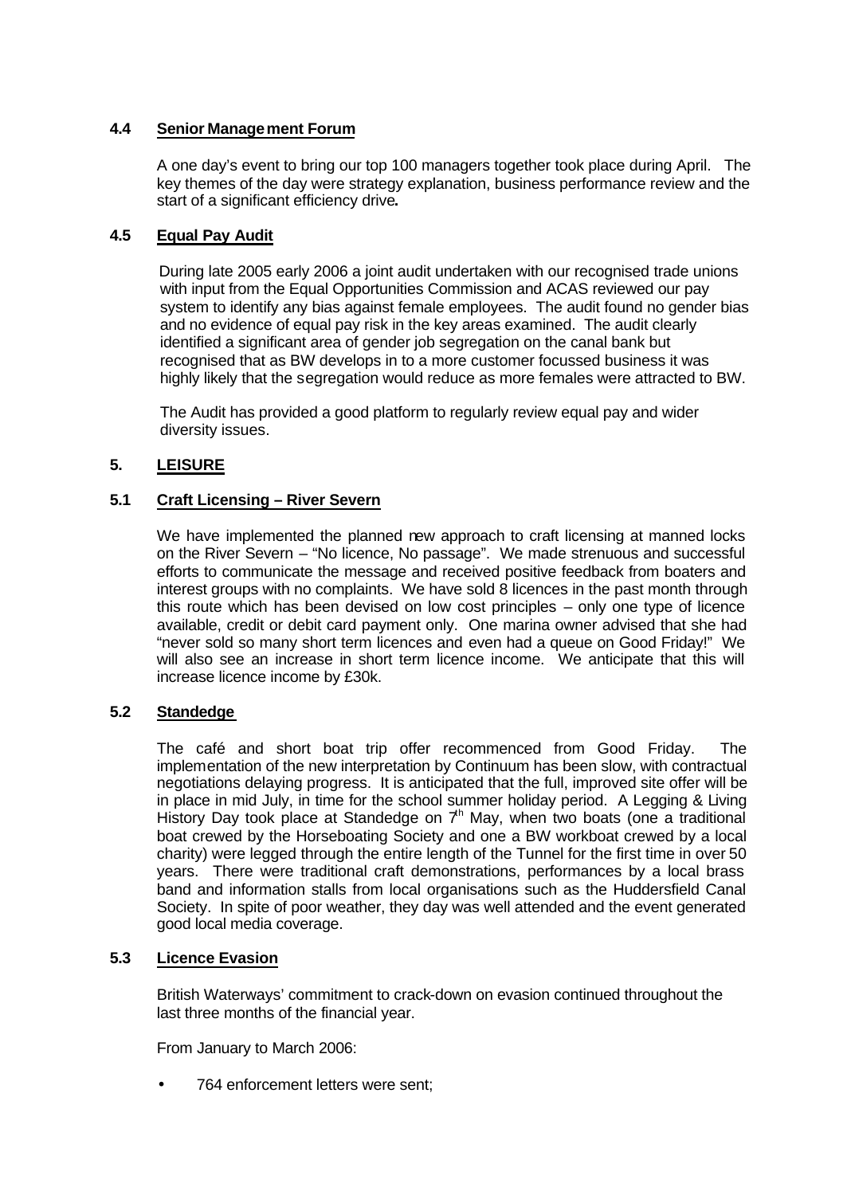### 4.4 Senior Management Forum

A one day's event to bring our top 100 managers together took place during April. The key themes of the day were strategy explanation, business performance review and the start of a significant efficiency drive**.**

### 4.5 Equal Pay Audit

During late 2005 early 2006 a joint audit undertaken with our recognised trade unions with input from the Equal Opportunities Commission and ACAS reviewed our pay system to identify any bias against female employees. The audit found no gender bias and no evidence of equal pay risk in the key areas examined. The audit clearly identified a significant area of gender job segregation on the canal bank but recognised that as BW develops in to a more customer focussed business it was highly likely that the segregation would reduce as more females were attracted to BW.

The Audit has provided a good platform to regularly review equal pay and wider diversity issues.

## 5. LEISURE

### 5.1 Craft Licensing – River Severn

We have implemented the planned new approach to craft licensing at manned locks on the River Severn – "No licence, No passage". We made strenuous and successful efforts to communicate the message and received positive feedback from boaters and interest groups with no complaints. We have sold 8 licences in the past month through this route which has been devised on low cost principles – only one type of licence available, credit or debit card payment only. One marina owner advised that she had "never sold so many short term licences and even had a queue on Good Friday!" We will also see an increase in short term licence income. We anticipate that this will increase licence income by £30k.

### 5.2 Standedge

The café and short boat trip offer recommenced from Good Friday. The implementation of the new interpretation by Continuum has been slow, with contractual negotiations delaying progress. It is anticipated that the full, improved site offer will be in place in mid July, in time for the school summer holiday period. A Legging & Living History Day took place at Standedge on 7th May, when two boats (one a traditional boat crewed by the Horseboating Society and one a BW workboat crewed by a local charity) were legged through the entire length of the Tunnel for the first time in over 50 years. There were traditional craft demonstrations, performances by a local brass band and information stalls from local organisations such as the Huddersfield Canal Society. In spite of poor weather, they day was well attended and the event generated good local media coverage.

### 5.3 Licence Evasion

British Waterways' commitment to crack-down on evasion continued throughout the last three months of the financial year.

From January to March 2006:

- 764 enforcement letters were sent;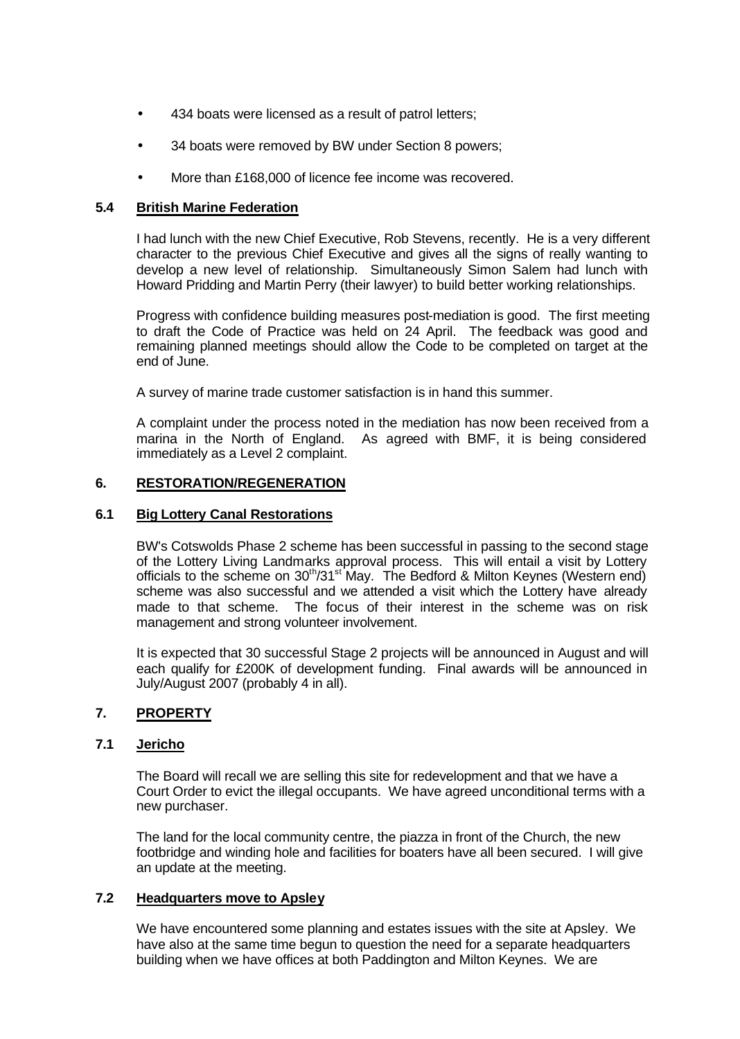- 434 boats were licensed as a result of patrol letters;
- 34 boats were removed by BW under Section 8 powers;
- More than £168,000 of licence fee income was recovered.

### 5.4 British Marine Federation

I had lunch with the new Chief Executive, Rob Stevens, recently. He is a very different character to the previous Chief Executive and gives all the signs of really wanting to develop a new level of relationship. Simultaneously Simon Salem had lunch with Howard Pridding and Martin Perry (their lawyer) to build better working relationships.

Progress with confidence building measures post-mediation is good. The first meeting to draft the Code of Practice was held on 24 April. The feedback was good and remaining planned meetings should allow the Code to be completed on target at the end of June.

A survey of marine trade customer satisfaction is in hand this summer.

A complaint under the process noted in the mediation has now been received from a marina in the North of England. As agreed with BMF, it is being considered immediately as a Level 2 complaint.

## 6. RESTORATION/REGENERATION

### 6.1 Big Lottery Canal Restorations

BW's Cotswolds Phase 2 scheme has been successful in passing to the second stage of the Lottery Living Landmarks approval process. This will entail a visit by Lottery officials to the scheme on 30th/31st May. The Bedford & Milton Keynes (Western end) scheme was also successful and we attended a visit which the Lottery have already made to that scheme. The focus of their interest in the scheme was on risk management and strong volunteer involvement.

It is expected that 30 successful Stage 2 projects will be announced in August and will each qualify for £200K of development funding. Final awards will be announced in July/August 2007 (probably 4 in all).

## 7. PROPERTY

### 7.1 Jericho

The Board will recall we are selling this site for redevelopment and that we have a Court Order to evict the illegal occupants. We have agreed unconditional terms with a new purchaser.

The land for the local community centre, the piazza in front of the Church, the new footbridge and winding hole and facilities for boaters have all been secured. I will give an update at the meeting.

### 7.2 Headquarters move to Apsley

We have encountered some planning and estates issues with the site at Apsley. We have also at the same time begun to question the need for a separate headquarters building when we have offices at both Paddington and Milton Keynes. We are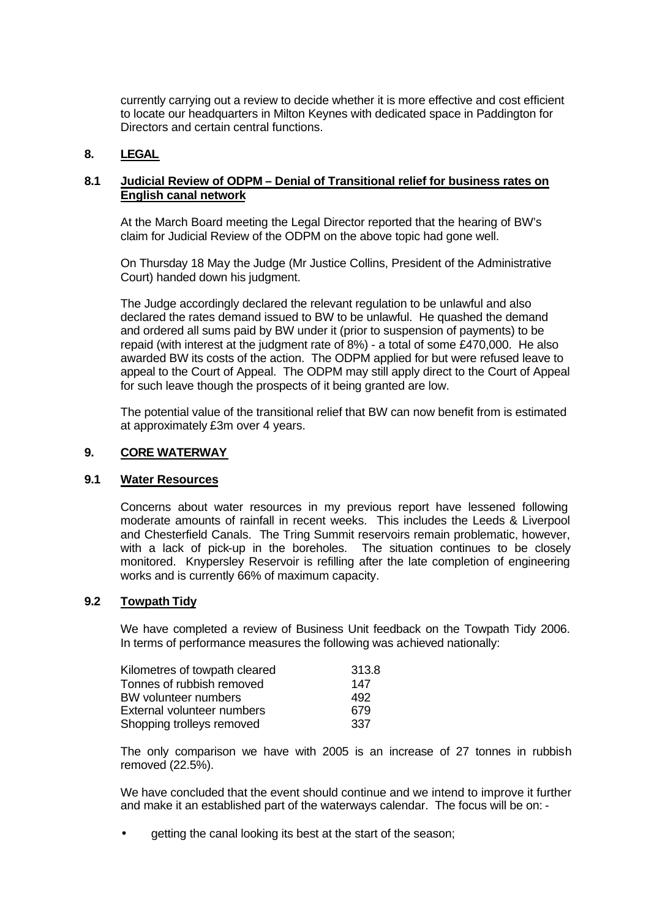currently carrying out a review to decide whether it is more effective and cost efficient to locate our headquarters in Milton Keynes with dedicated space in Paddington for Directors and certain central functions.

## 8. LEGAL

### 8.1 Judicial Review of ODPM – Denial of Transitional relief for business rates on English canal network

At the March Board meeting the Legal Director reported that the hearing of BW's claim for Judicial Review of the ODPM on the above topic had gone well.

On Thursday 18 May the Judge (Mr Justice Collins, President of the Administrative Court) handed down his judgment.

The Judge accordingly declared the relevant regulation to be unlawful and also declared the rates demand issued to BW to be unlawful. He quashed the demand and ordered all sums paid by BW under it (prior to suspension of payments) to be repaid (with interest at the judgment rate of 8%) - a total of some £470,000. He also awarded BW its costs of the action. The ODPM applied for but were refused leave to appeal to the Court of Appeal. The ODPM may still apply direct to the Court of Appeal for such leave though the prospects of it being granted are low.

The potential value of the transitional relief that BW can now benefit from is estimated at approximately £3m over 4 years.

## 9. CORE WATERWAY

### 9.1 Water Resources

Concerns about water resources in my previous report have lessened following moderate amounts of rainfall in recent weeks. This includes the Leeds & Liverpool and Chesterfield Canals. The Tring Summit reservoirs remain problematic, however, with a lack of pick-up in the boreholes. The situation continues to be closely monitored. Knypersley Reservoir is refilling after the late completion of engineering works and is currently 66% of maximum capacity.

### 9.2 Towpath Tidy

We have completed a review of Business Unit feedback on the Towpath Tidy 2006. In terms of performance measures the following was achieved nationally:

| | |
|---|---|
| Kilometres of towpath cleared | 313.8 |
| Tonnes of rubbish removed | 147 |
| BW volunteer numbers | 492 |
| External volunteer numbers | 679 |
| Shopping trolleys removed | 337 |

The only comparison we have with 2005 is an increase of 27 tonnes in rubbish removed (22.5%).

We have concluded that the event should continue and we intend to improve it further and make it an established part of the waterways calendar. The focus will be on: -

- getting the canal looking its best at the start of the season;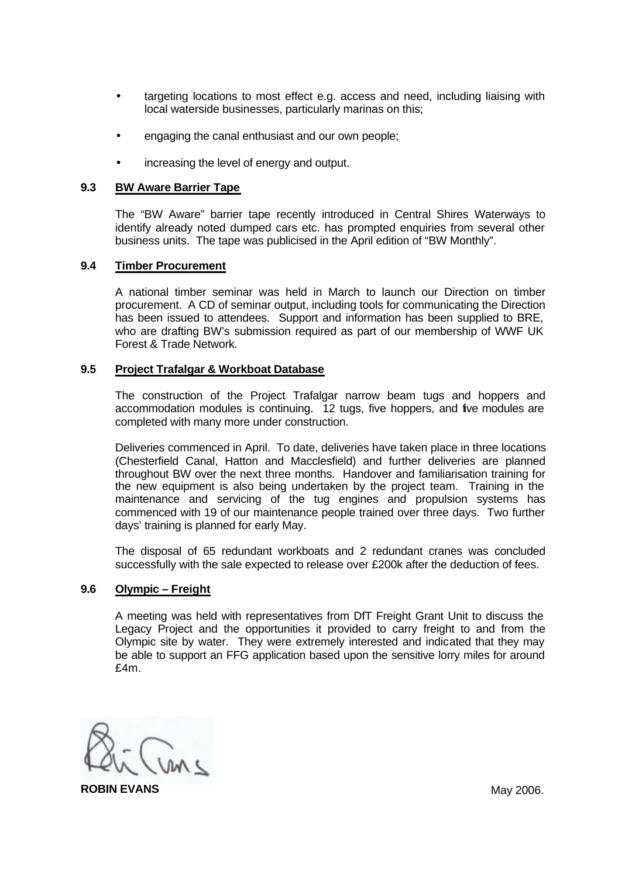- targeting locations to most effect e.g. access and need, including liaising with local waterside businesses, particularly marinas on this;

- engaging the canal enthusiast and our own people;

- increasing the level of energy and output.

### 9.3 BW Aware Barrier Tape

The "BW Aware" barrier tape recently introduced in Central Shires Waterways to identify already noted dumped cars etc. has prompted enquiries from several other business units. The tape was publicised in the April edition of "BW Monthly".

### 9.4 Timber Procurement

A national timber seminar was held in March to launch our Direction on timber procurement. A CD of seminar output, including tools for communicating the Direction has been issued to attendees. Support and information has been supplied to BRE, who are drafting BW's submission required as part of our membership of WWF UK Forest & Trade Network.

### 9.5 Project Trafalgar & Workboat Database

The construction of the Project Trafalgar narrow beam tugs and hoppers and accommodation modules is continuing. 12 tugs, five hoppers, and five modules are completed with many more under construction.

Deliveries commenced in April. To date, deliveries have taken place in three locations (Chesterfield Canal, Hatton and Macclesfield) and further deliveries are planned throughout BW over the next three months. Handover and familiarisation training for the new equipment is also being undertaken by the project team. Training in the maintenance and servicing of the tug engines and propulsion systems has commenced with 19 of our maintenance people trained over three days. Two further days' training is planned for early May.

The disposal of 65 redundant workboats and 2 redundant cranes was concluded successfully with the sale expected to release over £200k after the deduction of fees.

### 9.6 Olympic – Freight

A meeting was held with representatives from DfT Freight Grant Unit to discuss the Legacy Project and the opportunities it provided to carry freight to and from the Olympic site by water. They were extremely interested and indicated that they may be able to support an FFG application based upon the sensitive lorry miles for around £4m.

**ROBIN EVANS**

May 2006.